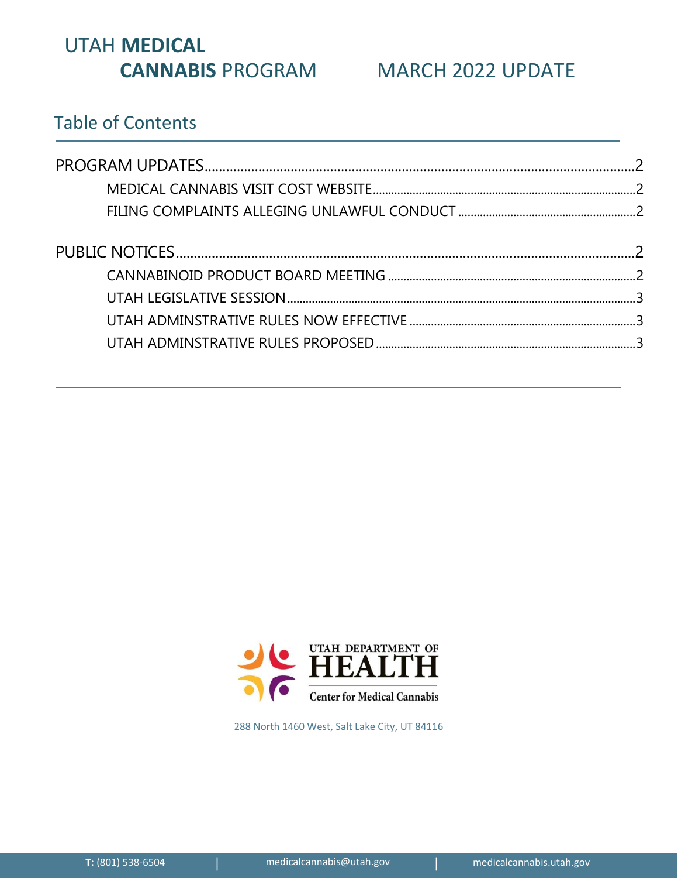# UTAH **MEDICAL CANNABIS** PROGRAM

# MARCH 2022 UPDATE

## Table of Contents

PROGRAM UPDATES ........................................................ 2

- MEDICAL CANNABIS VISIT COST WEBSITE ........................................................ 2
- FILING COMPLAINTS ALLEGING UNLAWFUL CONDUCT ........................................................ 2

PUBLIC NOTICES ........................................................ 2

- CANNABINOID PRODUCT BOARD MEETING ........................................................ 2
- UTAH LEGISLATIVE SESSION ........................................................ 3
- UTAH ADMINSTRATIVE RULES NOW EFFECTIVE ........................................................ 3
- UTAH ADMINSTRATIVE RULES PROPOSED ........................................................ 3

UTAH DEPARTMENT OF **HEALTH**

Center for Medical Cannabis

288 North 1460 West, Salt Lake City, UT 84116

**T:** (801) 538-6504 | medicalcannabis@utah.gov | medicalcannabis.utah.gov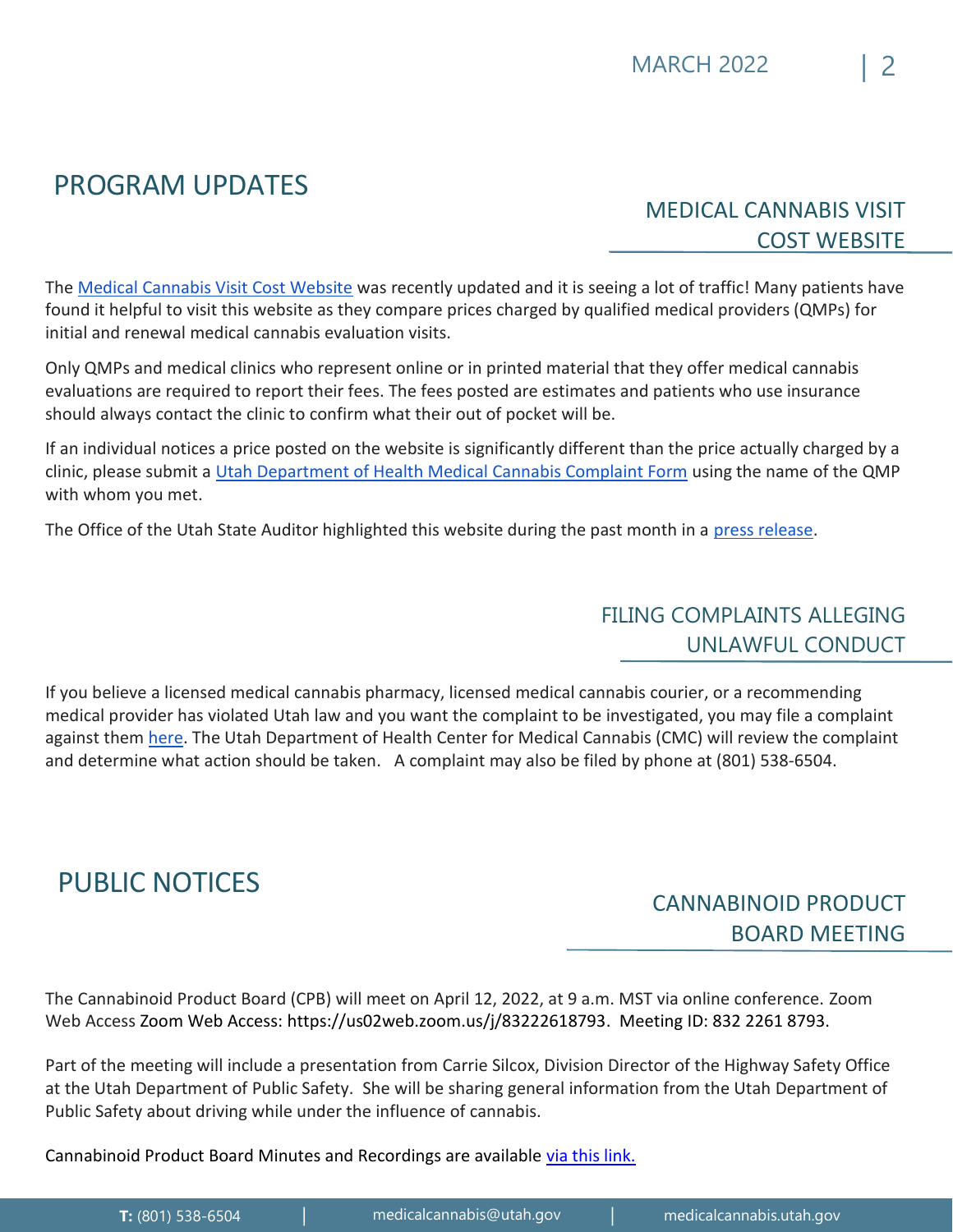# PROGRAM UPDATES

## MEDICAL CANNABIS VISIT COST WEBSITE

The Medical Cannabis Visit Cost Website was recently updated and it is seeing a lot of traffic! Many patients have found it helpful to visit this website as they compare prices charged by qualified medical providers (QMPs) for initial and renewal medical cannabis evaluation visits.

Only QMPs and medical clinics who represent online or in printed material that they offer medical cannabis evaluations are required to report their fees. The fees posted are estimates and patients who use insurance should always contact the clinic to confirm what their out of pocket will be.

If an individual notices a price posted on the website is significantly different than the price actually charged by a clinic, please submit a Utah Department of Health Medical Cannabis Complaint Form using the name of the QMP with whom you met.

The Office of the Utah State Auditor highlighted this website during the past month in a press release.

## FILING COMPLAINTS ALLEGING UNLAWFUL CONDUCT

If you believe a licensed medical cannabis pharmacy, licensed medical cannabis courier, or a recommending medical provider has violated Utah law and you want the complaint to be investigated, you may file a complaint against them here. The Utah Department of Health Center for Medical Cannabis (CMC) will review the complaint and determine what action should be taken. A complaint may also be filed by phone at (801) 538-6504.

# PUBLIC NOTICES

## CANNABINOID PRODUCT BOARD MEETING

The Cannabinoid Product Board (CPB) will meet on April 12, 2022, at 9 a.m. MST via online conference. Zoom Web Access Zoom Web Access: https://us02web.zoom.us/j/83222618793. Meeting ID: 832 2261 8793.

Part of the meeting will include a presentation from Carrie Silcox, Division Director of the Highway Safety Office at the Utah Department of Public Safety. She will be sharing general information from the Utah Department of Public Safety about driving while under the influence of cannabis.

Cannabinoid Product Board Minutes and Recordings are available via this link.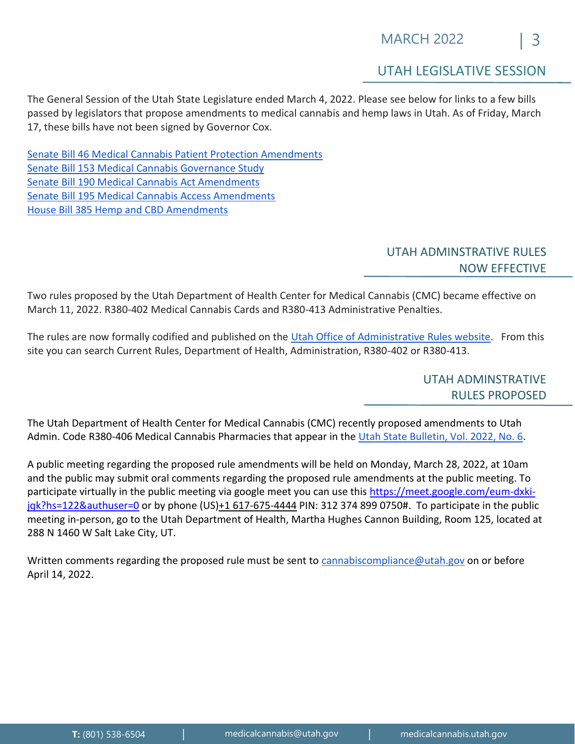## UTAH LEGISLATIVE SESSION

The General Session of the Utah State Legislature ended March 4, 2022. Please see below for links to a few bills passed by legislators that propose amendments to medical cannabis and hemp laws in Utah. As of Friday, March 17, these bills have not been signed by Governor Cox.

Senate Bill 46 Medical Cannabis Patient Protection Amendments
Senate Bill 153 Medical Cannabis Governance Study
Senate Bill 190 Medical Cannabis Act Amendments
Senate Bill 195 Medical Cannabis Access Amendments
House Bill 385 Hemp and CBD Amendments

## UTAH ADMINSTRATIVE RULES NOW EFFECTIVE

Two rules proposed by the Utah Department of Health Center for Medical Cannabis (CMC) became effective on March 11, 2022. R380-402 Medical Cannabis Cards and R380-413 Administrative Penalties.

The rules are now formally codified and published on the Utah Office of Administrative Rules website. From this site you can search Current Rules, Department of Health, Administration, R380-402 or R380-413.

## UTAH ADMINSTRATIVE RULES PROPOSED

The Utah Department of Health Center for Medical Cannabis (CMC) recently proposed amendments to Utah Admin. Code R380-406 Medical Cannabis Pharmacies that appear in the Utah State Bulletin, Vol. 2022, No. 6.

A public meeting regarding the proposed rule amendments will be held on Monday, March 28, 2022, at 10am and the public may submit oral comments regarding the proposed rule amendments at the public meeting. To participate virtually in the public meeting via google meet you can use this https://meet.google.com/eum-dxki-jqk?hs=122&authuser=0 or by phone (US)+1 617-675-4444 PIN: 312 374 899 0750#. To participate in the public meeting in-person, go to the Utah Department of Health, Martha Hughes Cannon Building, Room 125, located at 288 N 1460 W Salt Lake City, UT.

Written comments regarding the proposed rule must be sent to cannabiscompliance@utah.gov on or before April 14, 2022.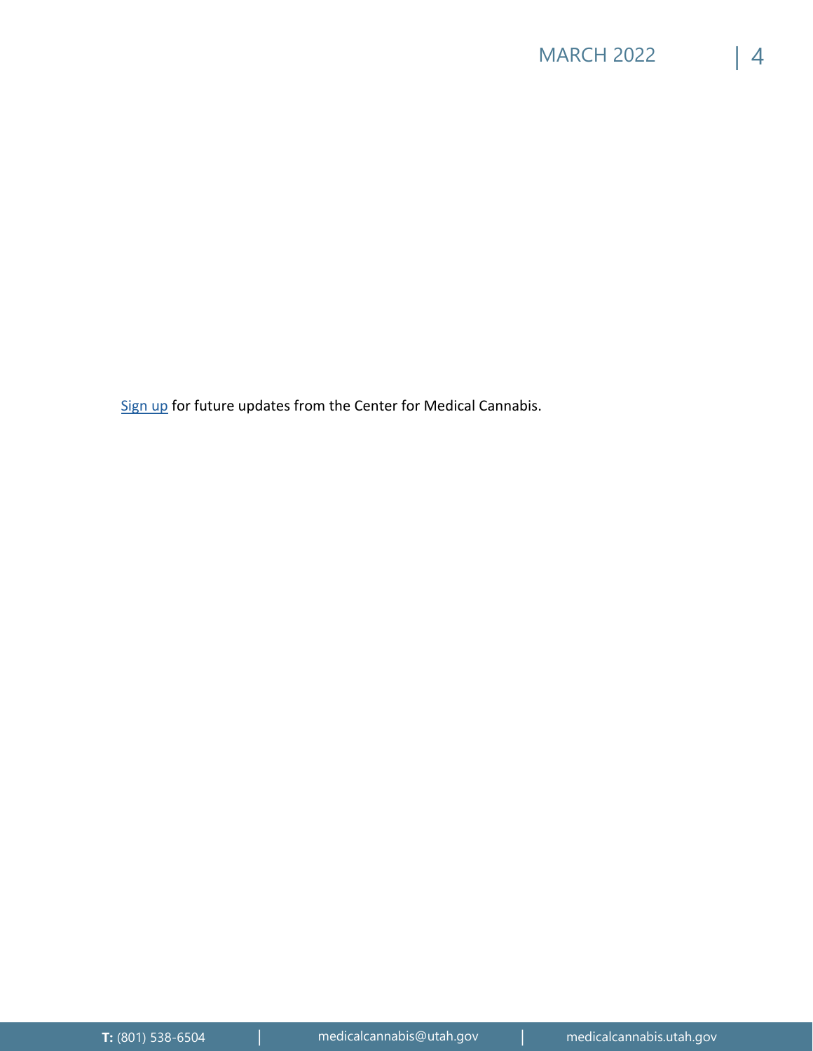Sign up for future updates from the Center for Medical Cannabis.